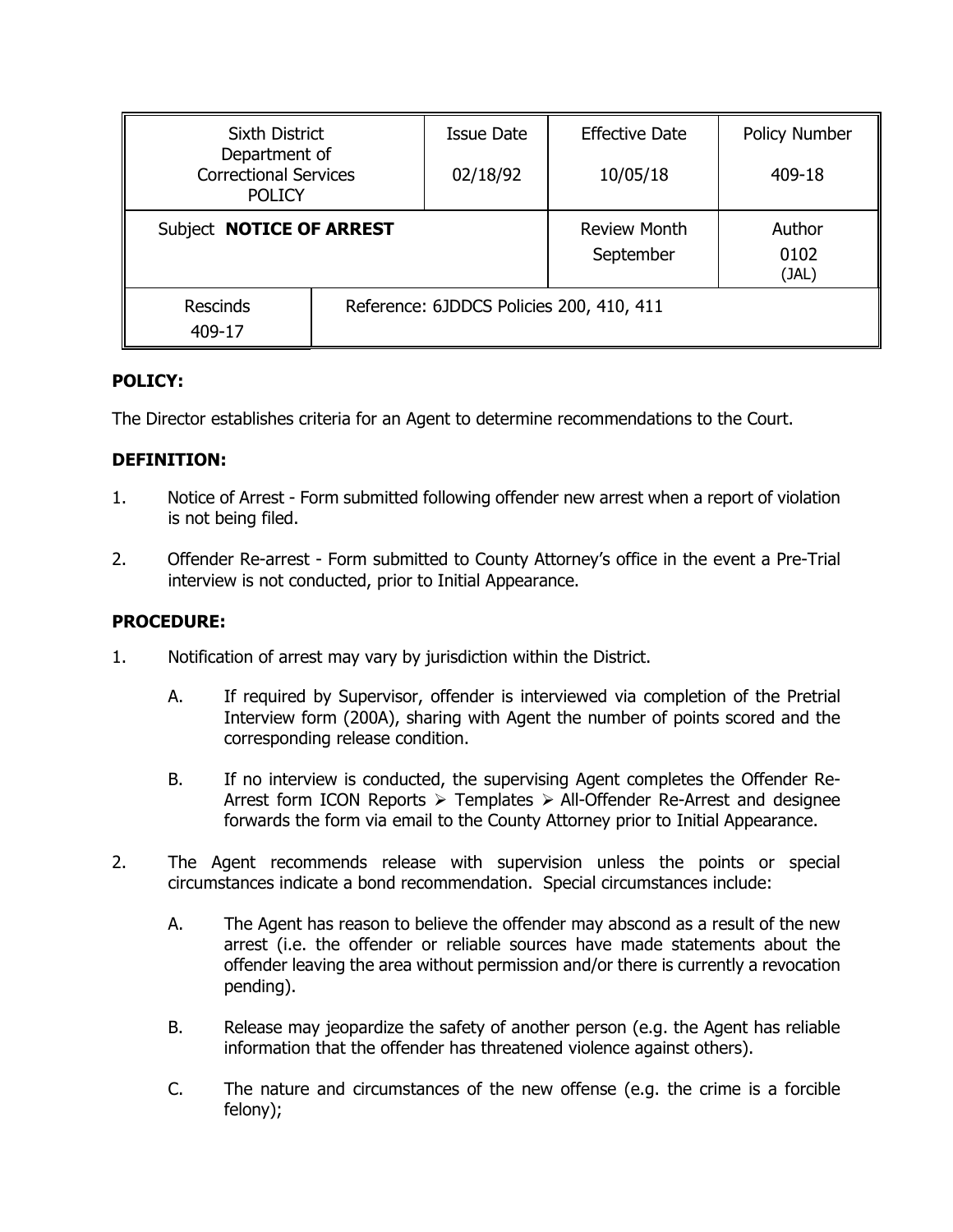| Sixth District Department of Correctional Services POLICY | | Issue Date<br>02/18/92 | Effective Date<br>10/05/18 | Policy Number<br>409-18 |
|---|---|---|---|---|
| Subject **NOTICE OF ARREST** | | | Review Month<br>September | Author<br>0102<br>(JAL) |
| Rescinds<br>409-17 | Reference: 6JDDCS Policies 200, 410, 411 | | | |

**POLICY:**

The Director establishes criteria for an Agent to determine recommendations to the Court.

**DEFINITION:**

1. Notice of Arrest - Form submitted following offender new arrest when a report of violation is not being filed.

2. Offender Re-arrest - Form submitted to County Attorney's office in the event a Pre-Trial interview is not conducted, prior to Initial Appearance.

**PROCEDURE:**

1. Notification of arrest may vary by jurisdiction within the District.

   A. If required by Supervisor, offender is interviewed via completion of the Pretrial Interview form (200A), sharing with Agent the number of points scored and the corresponding release condition.

   B. If no interview is conducted, the supervising Agent completes the Offender Re-Arrest form ICON Reports ➢ Templates ➢ All-Offender Re-Arrest and designee forwards the form via email to the County Attorney prior to Initial Appearance.

2. The Agent recommends release with supervision unless the points or special circumstances indicate a bond recommendation. Special circumstances include:

   A. The Agent has reason to believe the offender may abscond as a result of the new arrest (i.e. the offender or reliable sources have made statements about the offender leaving the area without permission and/or there is currently a revocation pending).

   B. Release may jeopardize the safety of another person (e.g. the Agent has reliable information that the offender has threatened violence against others).

   C. The nature and circumstances of the new offense (e.g. the crime is a forcible felony);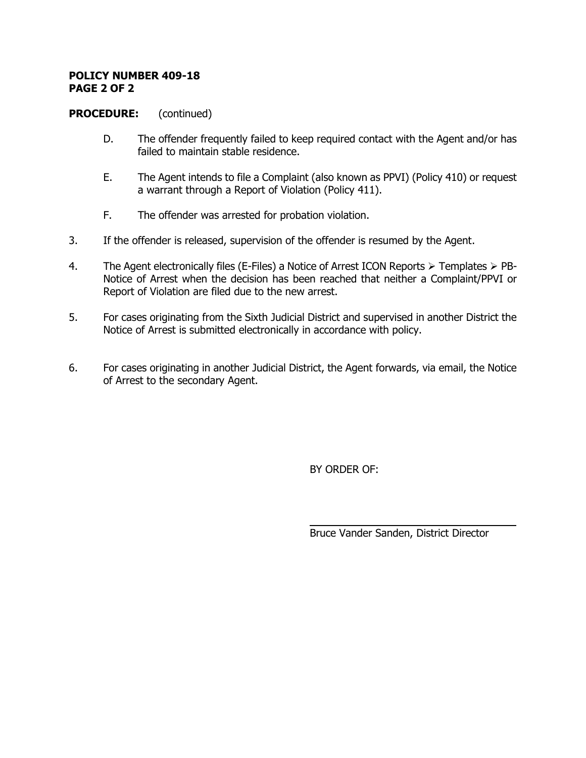**POLICY NUMBER 409-18**
**PAGE 2 OF 2**

**PROCEDURE:** (continued)

D. The offender frequently failed to keep required contact with the Agent and/or has failed to maintain stable residence.

E. The Agent intends to file a Complaint (also known as PPVI) (Policy 410) or request a warrant through a Report of Violation (Policy 411).

F. The offender was arrested for probation violation.

3. If the offender is released, supervision of the offender is resumed by the Agent.

4. The Agent electronically files (E-Files) a Notice of Arrest ICON Reports ➢ Templates ➢ PB-Notice of Arrest when the decision has been reached that neither a Complaint/PPVI or Report of Violation are filed due to the new arrest.

5. For cases originating from the Sixth Judicial District and supervised in another District the Notice of Arrest is submitted electronically in accordance with policy.

6. For cases originating in another Judicial District, the Agent forwards, via email, the Notice of Arrest to the secondary Agent.

BY ORDER OF:

Bruce Vander Sanden, District Director